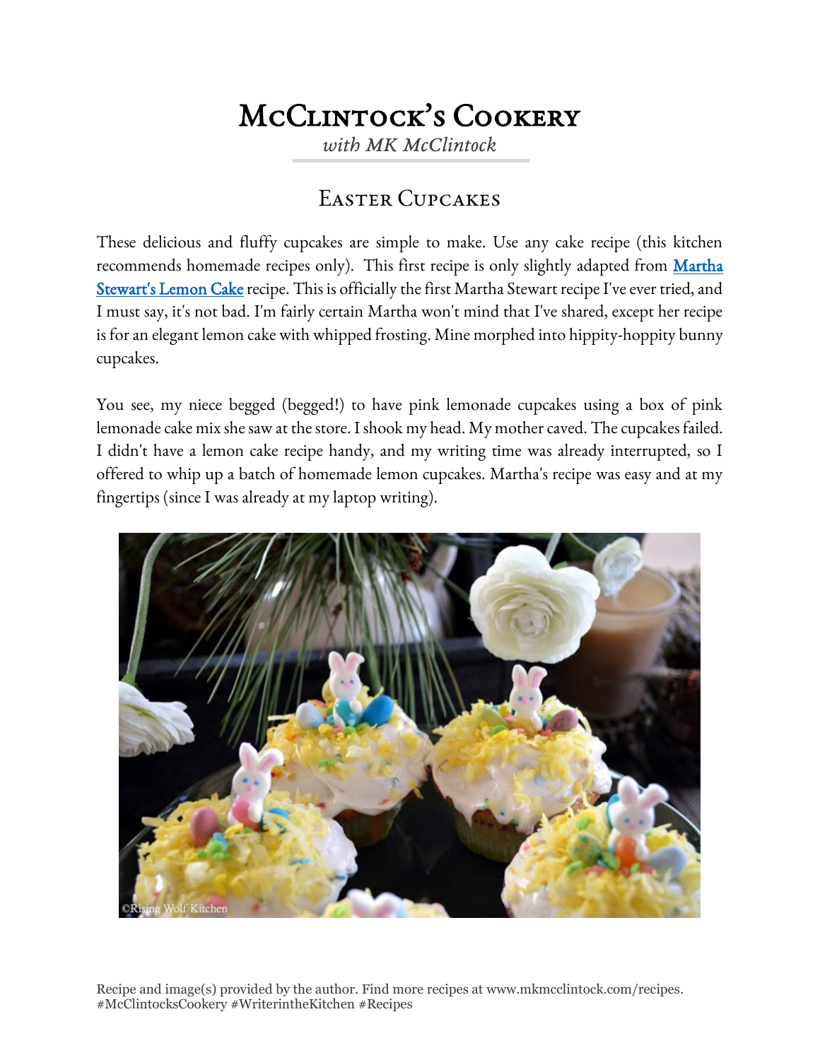# McClintock's Cookery

*with MK McClintock*

## Easter Cupcakes

These delicious and fluffy cupcakes are simple to make. Use any cake recipe (this kitchen recommends homemade recipes only). This first recipe is only slightly adapted from [Martha Stewart's Lemon Cake]() recipe. This is officially the first Martha Stewart recipe I've ever tried, and I must say, it's not bad. I'm fairly certain Martha won't mind that I've shared, except her recipe is for an elegant lemon cake with whipped frosting. Mine morphed into hippity-hoppity bunny cupcakes.

You see, my niece begged (begged!) to have pink lemonade cupcakes using a box of pink lemonade cake mix she saw at the store. I shook my head. My mother caved. The cupcakes failed. I didn't have a lemon cake recipe handy, and my writing time was already interrupted, so I offered to whip up a batch of homemade lemon cupcakes. Martha's recipe was easy and at my fingertips (since I was already at my laptop writing).

Recipe and image(s) provided by the author. Find more recipes at www.mkmcclintock.com/recipes.
#McClintocksCookery #WriterintheKitchen #Recipes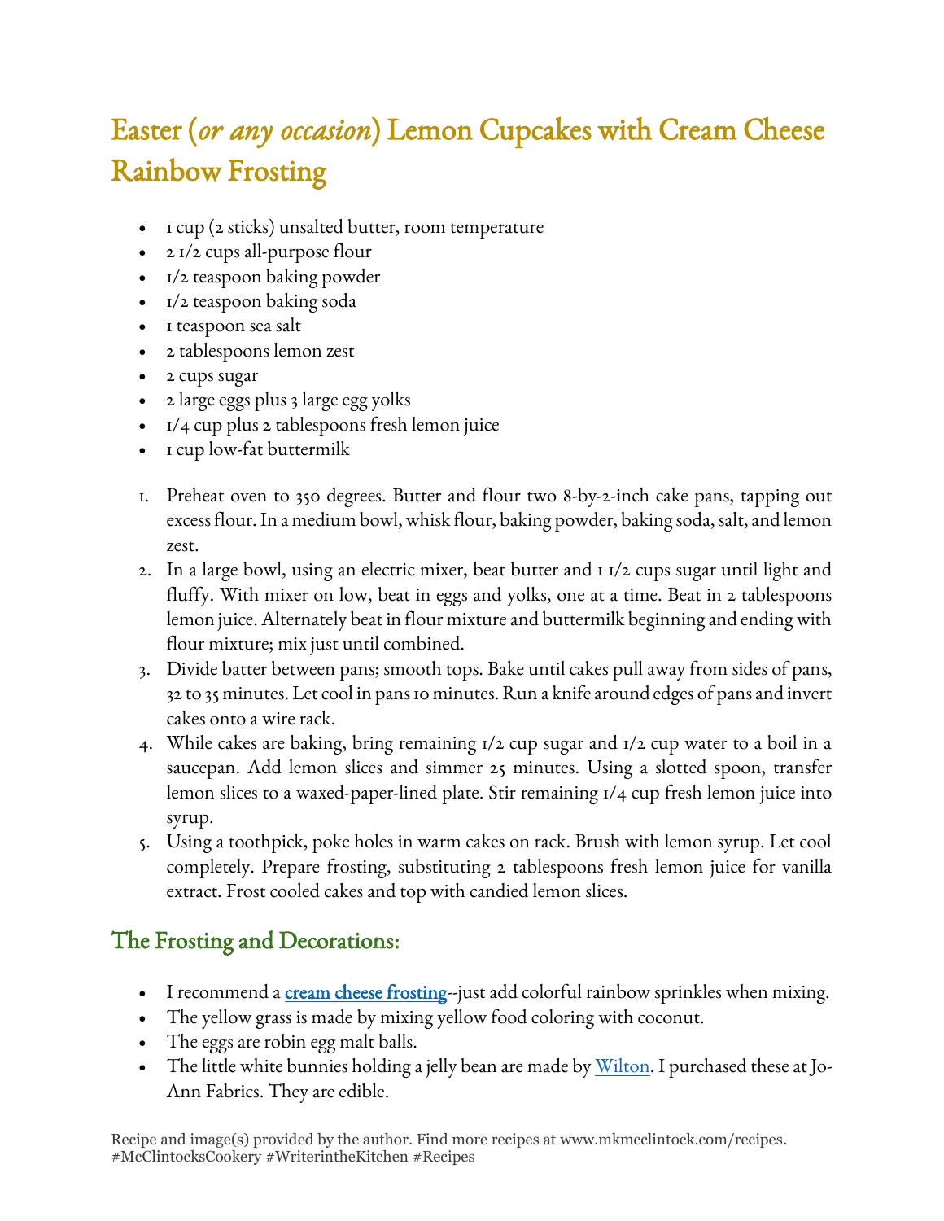# Easter (*or any occasion*) Lemon Cupcakes with Cream Cheese Rainbow Frosting

- 1 cup (2 sticks) unsalted butter, room temperature
- 2 1/2 cups all-purpose flour
- 1/2 teaspoon baking powder
- 1/2 teaspoon baking soda
- 1 teaspoon sea salt
- 2 tablespoons lemon zest
- 2 cups sugar
- 2 large eggs plus 3 large egg yolks
- 1/4 cup plus 2 tablespoons fresh lemon juice
- 1 cup low-fat buttermilk

1. Preheat oven to 350 degrees. Butter and flour two 8-by-2-inch cake pans, tapping out excess flour. In a medium bowl, whisk flour, baking powder, baking soda, salt, and lemon zest.
2. In a large bowl, using an electric mixer, beat butter and 1 1/2 cups sugar until light and fluffy. With mixer on low, beat in eggs and yolks, one at a time. Beat in 2 tablespoons lemon juice. Alternately beat in flour mixture and buttermilk beginning and ending with flour mixture; mix just until combined.
3. Divide batter between pans; smooth tops. Bake until cakes pull away from sides of pans, 32 to 35 minutes. Let cool in pans 10 minutes. Run a knife around edges of pans and invert cakes onto a wire rack.
4. While cakes are baking, bring remaining 1/2 cup sugar and 1/2 cup water to a boil in a saucepan. Add lemon slices and simmer 25 minutes. Using a slotted spoon, transfer lemon slices to a waxed-paper-lined plate. Stir remaining 1/4 cup fresh lemon juice into syrup.
5. Using a toothpick, poke holes in warm cakes on rack. Brush with lemon syrup. Let cool completely. Prepare frosting, substituting 2 tablespoons fresh lemon juice for vanilla extract. Frost cooled cakes and top with candied lemon slices.

## The Frosting and Decorations:

- I recommend a cream cheese frosting--just add colorful rainbow sprinkles when mixing.
- The yellow grass is made by mixing yellow food coloring with coconut.
- The eggs are robin egg malt balls.
- The little white bunnies holding a jelly bean are made by Wilton. I purchased these at Jo-Ann Fabrics. They are edible.

Recipe and image(s) provided by the author. Find more recipes at www.mkmcclintock.com/recipes. #McClintocksCookery #WriterintheKitchen #Recipes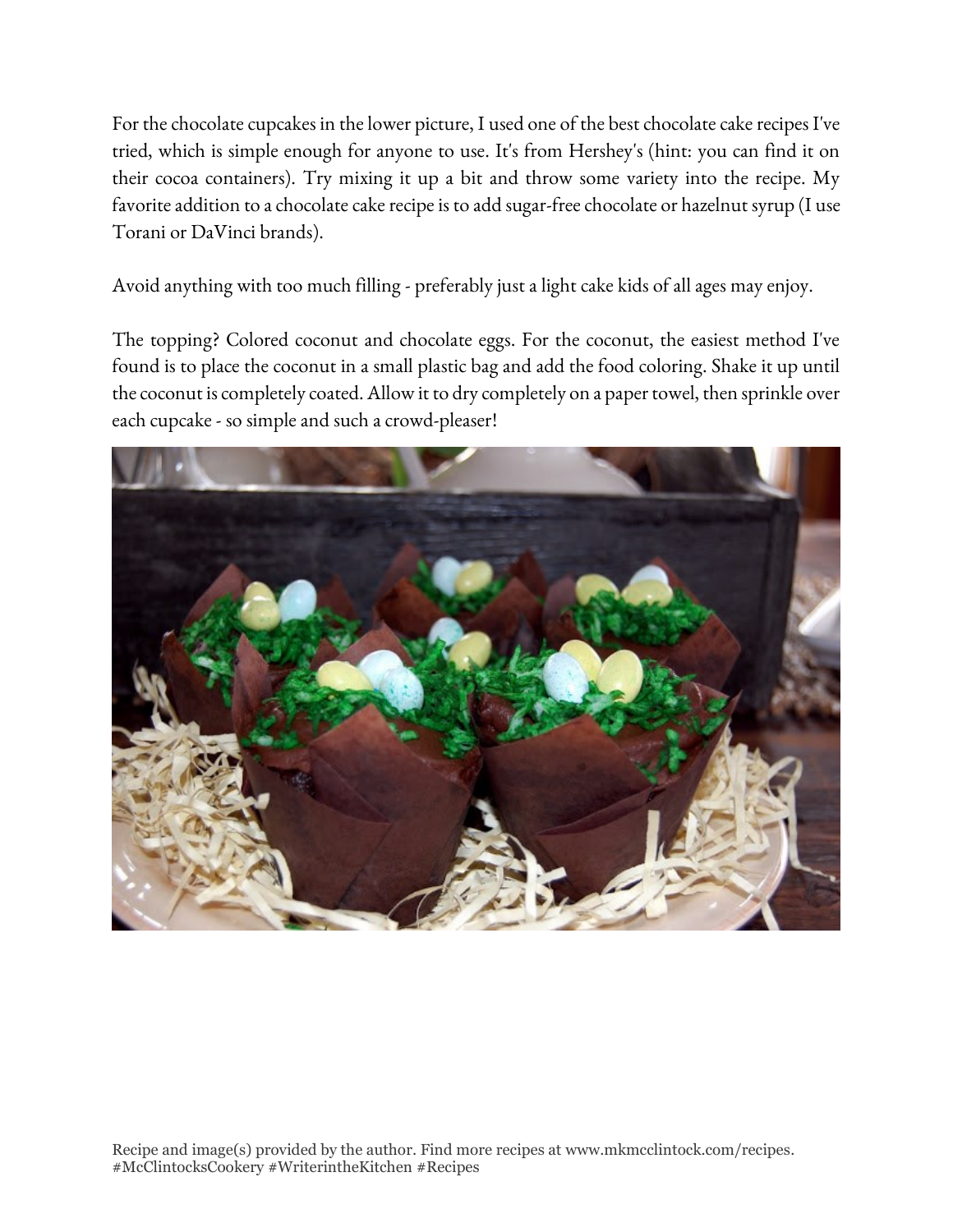For the chocolate cupcakes in the lower picture, I used one of the best chocolate cake recipes I've tried, which is simple enough for anyone to use. It's from Hershey's (hint: you can find it on their cocoa containers). Try mixing it up a bit and throw some variety into the recipe. My favorite addition to a chocolate cake recipe is to add sugar-free chocolate or hazelnut syrup (I use Torani or DaVinci brands).

Avoid anything with too much filling - preferably just a light cake kids of all ages may enjoy.

The topping? Colored coconut and chocolate eggs. For the coconut, the easiest method I've found is to place the coconut in a small plastic bag and add the food coloring. Shake it up until the coconut is completely coated. Allow it to dry completely on a paper towel, then sprinkle over each cupcake - so simple and such a crowd-pleaser!

Recipe and image(s) provided by the author. Find more recipes at www.mkmcclintock.com/recipes. #McClintocksCookery #WriterintheKitchen #Recipes